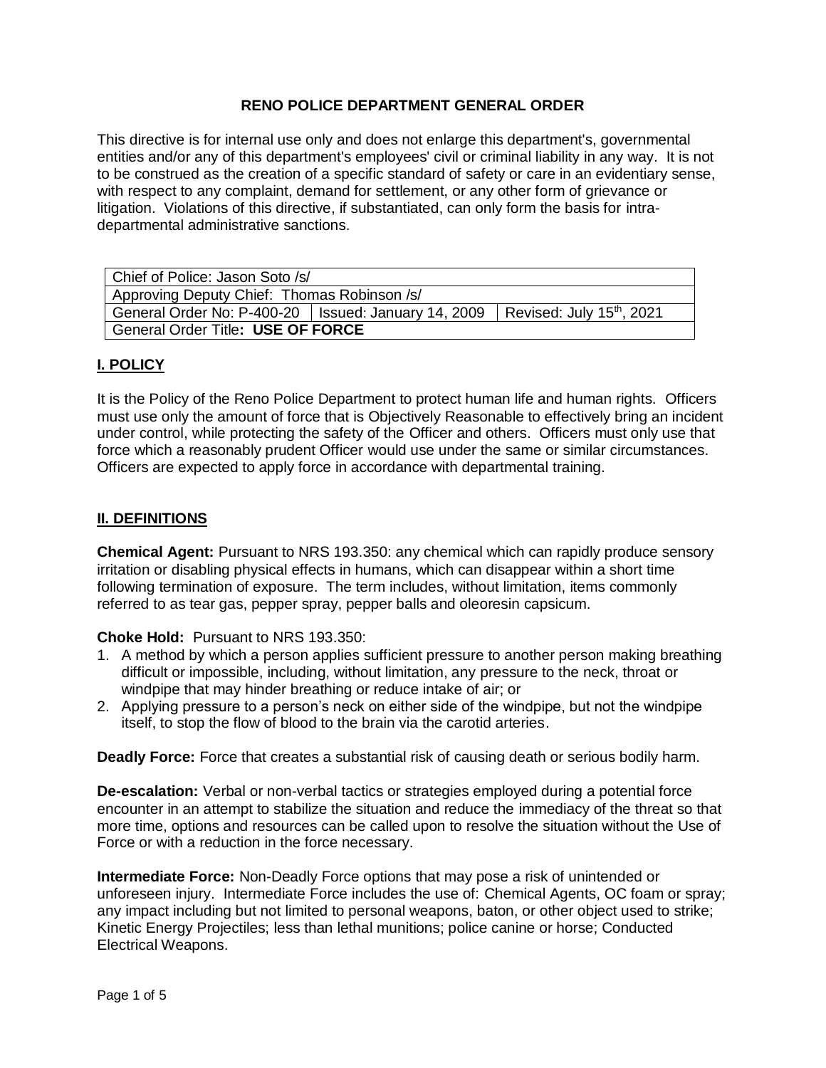# RENO POLICE DEPARTMENT GENERAL ORDER

This directive is for internal use only and does not enlarge this department's, governmental entities and/or any of this department's employees' civil or criminal liability in any way. It is not to be construed as the creation of a specific standard of safety or care in an evidentiary sense, with respect to any complaint, demand for settlement, or any other form of grievance or litigation. Violations of this directive, if substantiated, can only form the basis for intra-departmental administrative sanctions.

| Chief of Police: Jason Soto /s/ | | |
|---|---|---|
| Approving Deputy Chief: Thomas Robinson /s/ | | |
| General Order No: P-400-20 | Issued: January 14, 2009 | Revised: July 15th, 2021 |
| General Order Title: **USE OF FORCE** | | |

## I. POLICY

It is the Policy of the Reno Police Department to protect human life and human rights. Officers must use only the amount of force that is Objectively Reasonable to effectively bring an incident under control, while protecting the safety of the Officer and others. Officers must only use that force which a reasonably prudent Officer would use under the same or similar circumstances. Officers are expected to apply force in accordance with departmental training.

## II. DEFINITIONS

**Chemical Agent:** Pursuant to NRS 193.350: any chemical which can rapidly produce sensory irritation or disabling physical effects in humans, which can disappear within a short time following termination of exposure. The term includes, without limitation, items commonly referred to as tear gas, pepper spray, pepper balls and oleoresin capsicum.

**Choke Hold:** Pursuant to NRS 193.350:

1. A method by which a person applies sufficient pressure to another person making breathing difficult or impossible, including, without limitation, any pressure to the neck, throat or windpipe that may hinder breathing or reduce intake of air; or
2. Applying pressure to a person's neck on either side of the windpipe, but not the windpipe itself, to stop the flow of blood to the brain via the carotid arteries.

**Deadly Force:** Force that creates a substantial risk of causing death or serious bodily harm.

**De-escalation:** Verbal or non-verbal tactics or strategies employed during a potential force encounter in an attempt to stabilize the situation and reduce the immediacy of the threat so that more time, options and resources can be called upon to resolve the situation without the Use of Force or with a reduction in the force necessary.

**Intermediate Force:** Non-Deadly Force options that may pose a risk of unintended or unforeseen injury. Intermediate Force includes the use of: Chemical Agents, OC foam or spray; any impact including but not limited to personal weapons, baton, or other object used to strike; Kinetic Energy Projectiles; less than lethal munitions; police canine or horse; Conducted Electrical Weapons.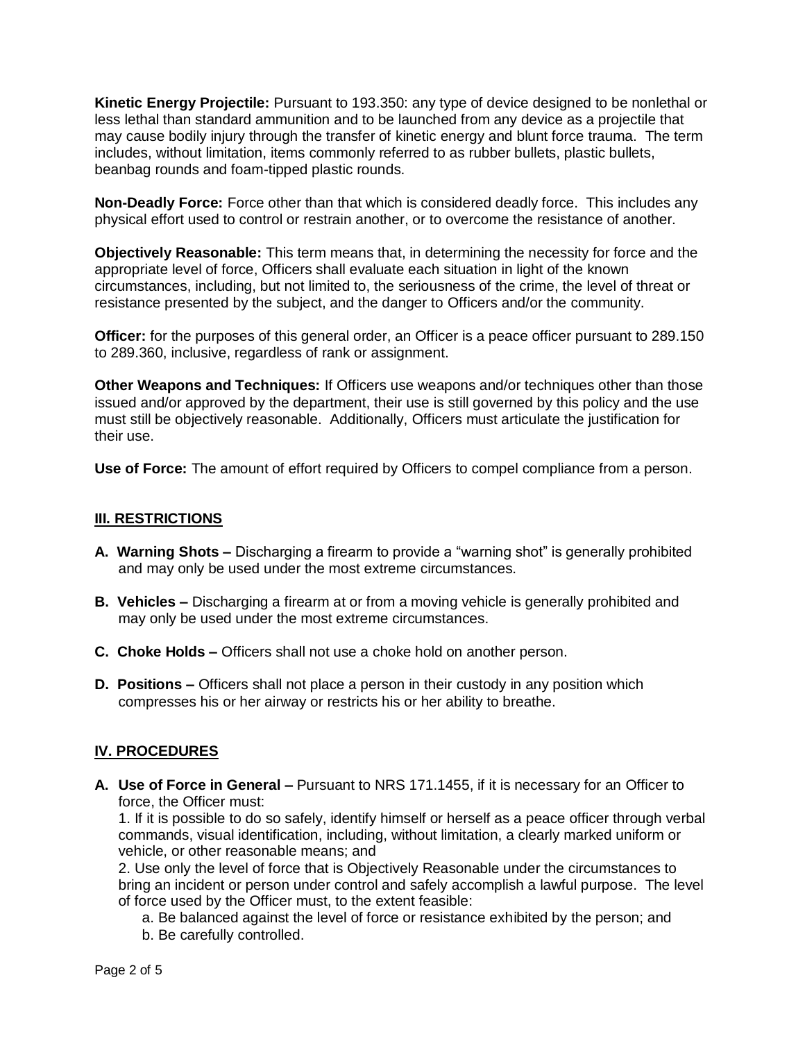**Kinetic Energy Projectile:** Pursuant to 193.350: any type of device designed to be nonlethal or less lethal than standard ammunition and to be launched from any device as a projectile that may cause bodily injury through the transfer of kinetic energy and blunt force trauma. The term includes, without limitation, items commonly referred to as rubber bullets, plastic bullets, beanbag rounds and foam-tipped plastic rounds.

**Non-Deadly Force:** Force other than that which is considered deadly force. This includes any physical effort used to control or restrain another, or to overcome the resistance of another.

**Objectively Reasonable:** This term means that, in determining the necessity for force and the appropriate level of force, Officers shall evaluate each situation in light of the known circumstances, including, but not limited to, the seriousness of the crime, the level of threat or resistance presented by the subject, and the danger to Officers and/or the community.

**Officer:** for the purposes of this general order, an Officer is a peace officer pursuant to 289.150 to 289.360, inclusive, regardless of rank or assignment.

**Other Weapons and Techniques:** If Officers use weapons and/or techniques other than those issued and/or approved by the department, their use is still governed by this policy and the use must still be objectively reasonable. Additionally, Officers must articulate the justification for their use.

**Use of Force:** The amount of effort required by Officers to compel compliance from a person.

## III. RESTRICTIONS

**A. Warning Shots –** Discharging a firearm to provide a "warning shot" is generally prohibited and may only be used under the most extreme circumstances.

**B. Vehicles –** Discharging a firearm at or from a moving vehicle is generally prohibited and may only be used under the most extreme circumstances.

**C. Choke Holds –** Officers shall not use a choke hold on another person.

**D. Positions –** Officers shall not place a person in their custody in any position which compresses his or her airway or restricts his or her ability to breathe.

## IV. PROCEDURES

**A. Use of Force in General –** Pursuant to NRS 171.1455, if it is necessary for an Officer to force, the Officer must:

1. If it is possible to do so safely, identify himself or herself as a peace officer through verbal commands, visual identification, including, without limitation, a clearly marked uniform or vehicle, or other reasonable means; and
2. Use only the level of force that is Objectively Reasonable under the circumstances to bring an incident or person under control and safely accomplish a lawful purpose. The level of force used by the Officer must, to the extent feasible:
    a. Be balanced against the level of force or resistance exhibited by the person; and
    b. Be carefully controlled.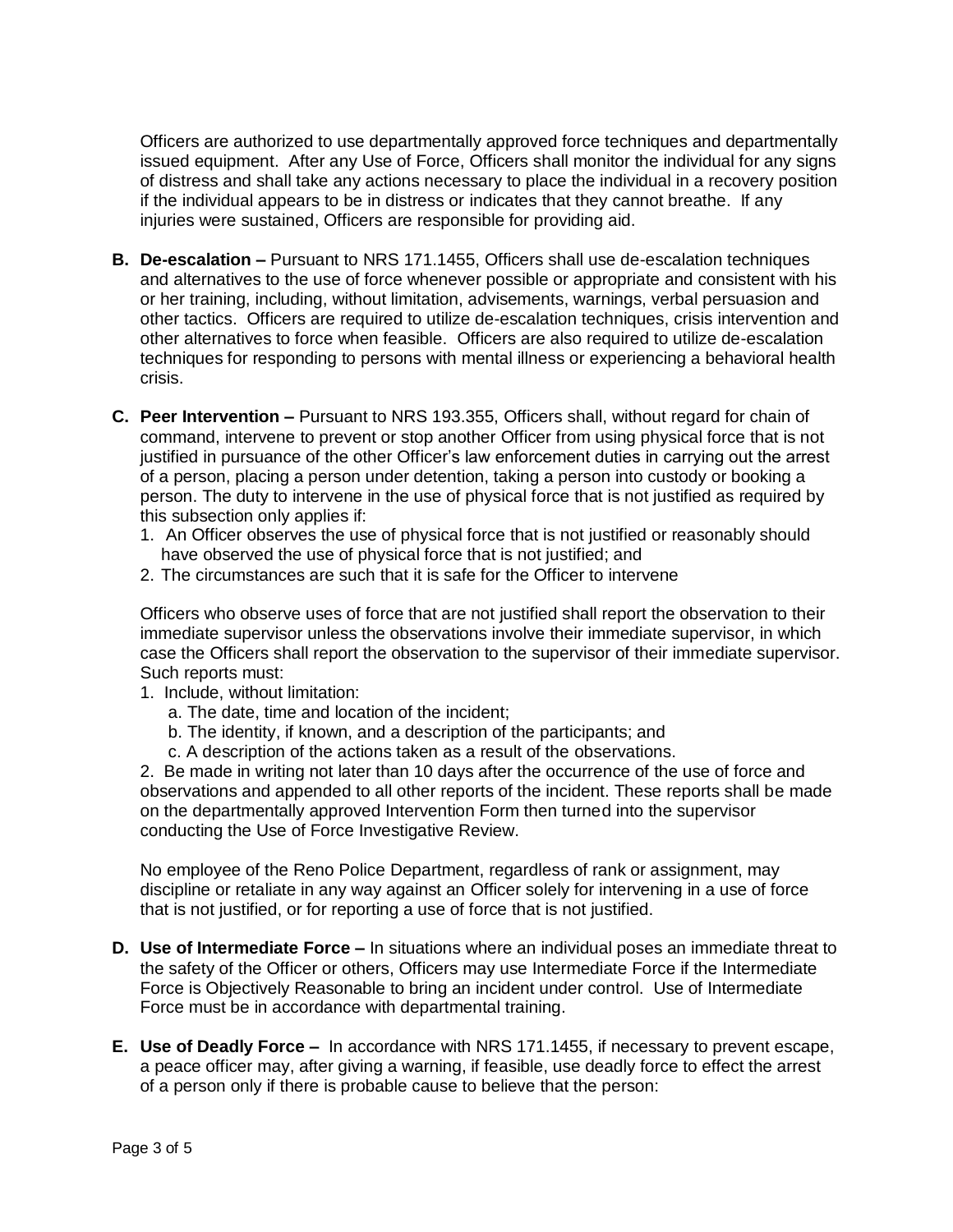Officers are authorized to use departmentally approved force techniques and departmentally issued equipment. After any Use of Force, Officers shall monitor the individual for any signs of distress and shall take any actions necessary to place the individual in a recovery position if the individual appears to be in distress or indicates that they cannot breathe. If any injuries were sustained, Officers are responsible for providing aid.

**B. De-escalation –** Pursuant to NRS 171.1455, Officers shall use de-escalation techniques and alternatives to the use of force whenever possible or appropriate and consistent with his or her training, including, without limitation, advisements, warnings, verbal persuasion and other tactics. Officers are required to utilize de-escalation techniques, crisis intervention and other alternatives to force when feasible. Officers are also required to utilize de-escalation techniques for responding to persons with mental illness or experiencing a behavioral health crisis.

**C. Peer Intervention –** Pursuant to NRS 193.355, Officers shall, without regard for chain of command, intervene to prevent or stop another Officer from using physical force that is not justified in pursuance of the other Officer's law enforcement duties in carrying out the arrest of a person, placing a person under detention, taking a person into custody or booking a person. The duty to intervene in the use of physical force that is not justified as required by this subsection only applies if:

1. An Officer observes the use of physical force that is not justified or reasonably should have observed the use of physical force that is not justified; and
2. The circumstances are such that it is safe for the Officer to intervene

Officers who observe uses of force that are not justified shall report the observation to their immediate supervisor unless the observations involve their immediate supervisor, in which case the Officers shall report the observation to the supervisor of their immediate supervisor. Such reports must:

1. Include, without limitation:
   a. The date, time and location of the incident;
   b. The identity, if known, and a description of the participants; and
   c. A description of the actions taken as a result of the observations.
2. Be made in writing not later than 10 days after the occurrence of the use of force and observations and appended to all other reports of the incident. These reports shall be made on the departmentally approved Intervention Form then turned into the supervisor conducting the Use of Force Investigative Review.

No employee of the Reno Police Department, regardless of rank or assignment, may discipline or retaliate in any way against an Officer solely for intervening in a use of force that is not justified, or for reporting a use of force that is not justified.

**D. Use of Intermediate Force –** In situations where an individual poses an immediate threat to the safety of the Officer or others, Officers may use Intermediate Force if the Intermediate Force is Objectively Reasonable to bring an incident under control. Use of Intermediate Force must be in accordance with departmental training.

**E. Use of Deadly Force –** In accordance with NRS 171.1455, if necessary to prevent escape, a peace officer may, after giving a warning, if feasible, use deadly force to effect the arrest of a person only if there is probable cause to believe that the person: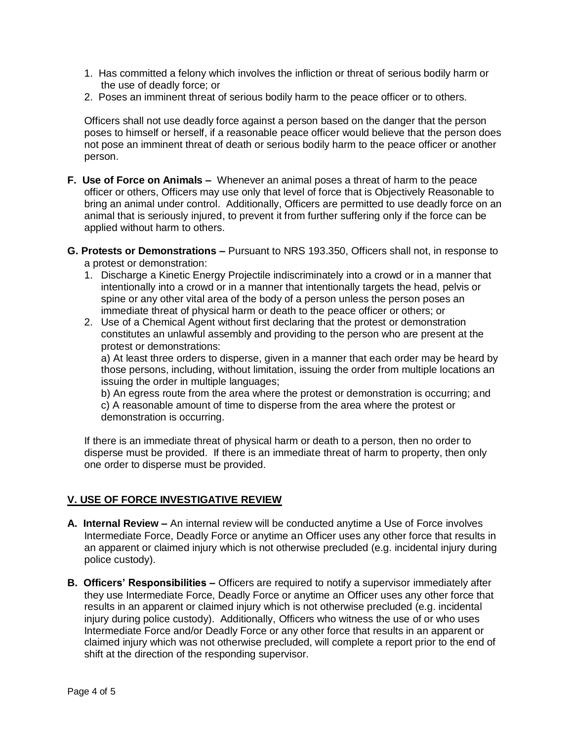1. Has committed a felony which involves the infliction or threat of serious bodily harm or the use of deadly force; or
2. Poses an imminent threat of serious bodily harm to the peace officer or to others.

Officers shall not use deadly force against a person based on the danger that the person poses to himself or herself, if a reasonable peace officer would believe that the person does not pose an imminent threat of death or serious bodily harm to the peace officer or another person.

**F. Use of Force on Animals –** Whenever an animal poses a threat of harm to the peace officer or others, Officers may use only that level of force that is Objectively Reasonable to bring an animal under control. Additionally, Officers are permitted to use deadly force on an animal that is seriously injured, to prevent it from further suffering only if the force can be applied without harm to others.

**G. Protests or Demonstrations –** Pursuant to NRS 193.350, Officers shall not, in response to a protest or demonstration:

1. Discharge a Kinetic Energy Projectile indiscriminately into a crowd or in a manner that intentionally into a crowd or in a manner that intentionally targets the head, pelvis or spine or any other vital area of the body of a person unless the person poses an immediate threat of physical harm or death to the peace officer or others; or
2. Use of a Chemical Agent without first declaring that the protest or demonstration constitutes an unlawful assembly and providing to the person who are present at the protest or demonstrations:
   a) At least three orders to disperse, given in a manner that each order may be heard by those persons, including, without limitation, issuing the order from multiple locations an issuing the order in multiple languages;
   b) An egress route from the area where the protest or demonstration is occurring; and
   c) A reasonable amount of time to disperse from the area where the protest or demonstration is occurring.

If there is an immediate threat of physical harm or death to a person, then no order to disperse must be provided. If there is an immediate threat of harm to property, then only one order to disperse must be provided.

## V. USE OF FORCE INVESTIGATIVE REVIEW

**A. Internal Review –** An internal review will be conducted anytime a Use of Force involves Intermediate Force, Deadly Force or anytime an Officer uses any other force that results in an apparent or claimed injury which is not otherwise precluded (e.g. incidental injury during police custody).

**B. Officers' Responsibilities –** Officers are required to notify a supervisor immediately after they use Intermediate Force, Deadly Force or anytime an Officer uses any other force that results in an apparent or claimed injury which is not otherwise precluded (e.g. incidental injury during police custody). Additionally, Officers who witness the use of or who uses Intermediate Force and/or Deadly Force or any other force that results in an apparent or claimed injury which was not otherwise precluded, will complete a report prior to the end of shift at the direction of the responding supervisor.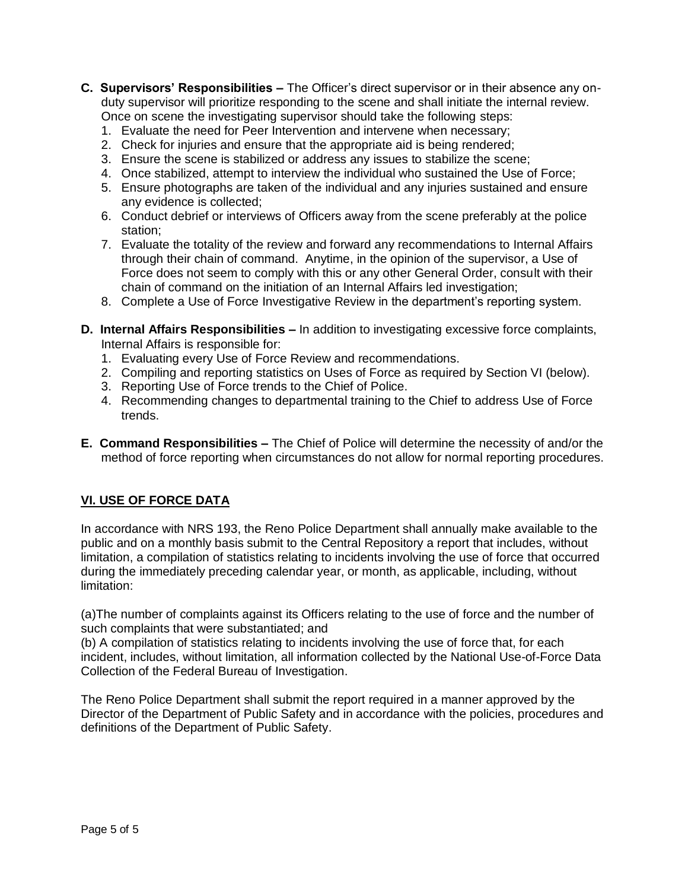**C. Supervisors' Responsibilities –** The Officer's direct supervisor or in their absence any on-duty supervisor will prioritize responding to the scene and shall initiate the internal review. Once on scene the investigating supervisor should take the following steps:

1. Evaluate the need for Peer Intervention and intervene when necessary;
2. Check for injuries and ensure that the appropriate aid is being rendered;
3. Ensure the scene is stabilized or address any issues to stabilize the scene;
4. Once stabilized, attempt to interview the individual who sustained the Use of Force;
5. Ensure photographs are taken of the individual and any injuries sustained and ensure any evidence is collected;
6. Conduct debrief or interviews of Officers away from the scene preferably at the police station;
7. Evaluate the totality of the review and forward any recommendations to Internal Affairs through their chain of command. Anytime, in the opinion of the supervisor, a Use of Force does not seem to comply with this or any other General Order, consult with their chain of command on the initiation of an Internal Affairs led investigation;
8. Complete a Use of Force Investigative Review in the department's reporting system.

**D. Internal Affairs Responsibilities –** In addition to investigating excessive force complaints, Internal Affairs is responsible for:

1. Evaluating every Use of Force Review and recommendations.
2. Compiling and reporting statistics on Uses of Force as required by Section VI (below).
3. Reporting Use of Force trends to the Chief of Police.
4. Recommending changes to departmental training to the Chief to address Use of Force trends.

**E. Command Responsibilities –** The Chief of Police will determine the necessity of and/or the method of force reporting when circumstances do not allow for normal reporting procedures.

## VI. USE OF FORCE DATA

In accordance with NRS 193, the Reno Police Department shall annually make available to the public and on a monthly basis submit to the Central Repository a report that includes, without limitation, a compilation of statistics relating to incidents involving the use of force that occurred during the immediately preceding calendar year, or month, as applicable, including, without limitation:

(a)The number of complaints against its Officers relating to the use of force and the number of such complaints that were substantiated; and
(b) A compilation of statistics relating to incidents involving the use of force that, for each incident, includes, without limitation, all information collected by the National Use-of-Force Data Collection of the Federal Bureau of Investigation.

The Reno Police Department shall submit the report required in a manner approved by the Director of the Department of Public Safety and in accordance with the policies, procedures and definitions of the Department of Public Safety.